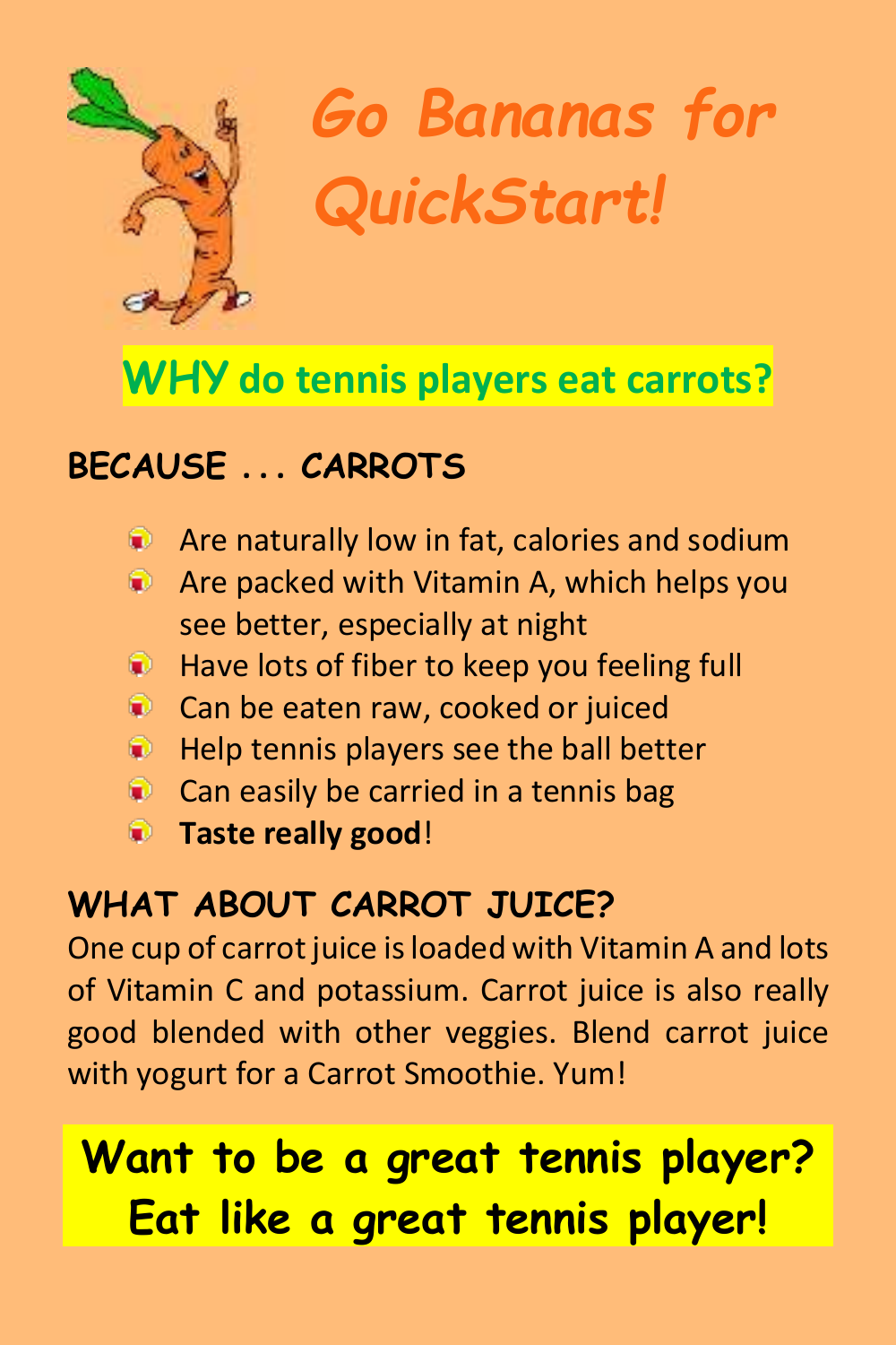# Go Bananas for QuickStart!

## WHY do tennis players eat carrots?

### BECAUSE . . . CARROTS

- Are naturally low in fat, calories and sodium
- Are packed with Vitamin A, which helps you see better, especially at night
- Have lots of fiber to keep you feeling full
- Can be eaten raw, cooked or juiced
- Help tennis players see the ball better
- Can easily be carried in a tennis bag
- **Taste really good**!

### WHAT ABOUT CARROT JUICE?

One cup of carrot juice is loaded with Vitamin A and lots of Vitamin C and potassium. Carrot juice is also really good blended with other veggies. Blend carrot juice with yogurt for a Carrot Smoothie. Yum!

**Want to be a great tennis player? Eat like a great tennis player!**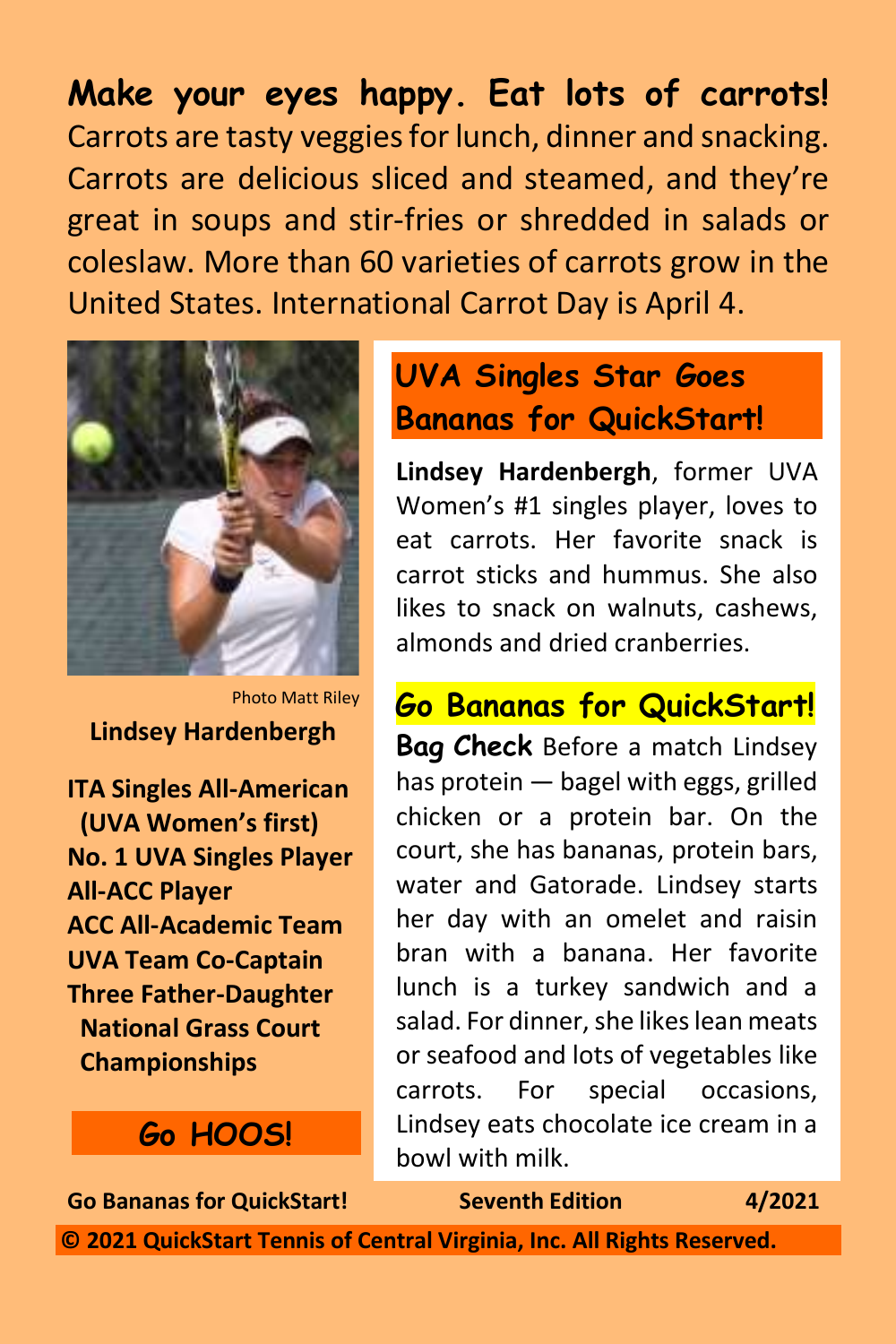**Make your eyes happy. Eat lots of carrots!** Carrots are tasty veggies for lunch, dinner and snacking. Carrots are delicious sliced and steamed, and they're great in soups and stir-fries or shredded in salads or coleslaw. More than 60 varieties of carrots grow in the United States. International Carrot Day is April 4.

Photo Matt Riley

**Lindsey Hardenbergh**

**ITA Singles All-American (UVA Women's first)**
**No. 1 UVA Singles Player**
**All-ACC Player**
**ACC All-Academic Team**
**UVA Team Co-Captain**
**Three Father-Daughter National Grass Court Championships**

**Go HOOS!**

## UVA Singles Star Goes Bananas for QuickStart!

**Lindsey Hardenbergh**, former UVA Women's #1 singles player, loves to eat carrots. Her favorite snack is carrot sticks and hummus. She also likes to snack on walnuts, cashews, almonds and dried cranberries.

## Go Bananas for QuickStart!

**Bag Check** Before a match Lindsey has protein — bagel with eggs, grilled chicken or a protein bar. On the court, she has bananas, protein bars, water and Gatorade. Lindsey starts her day with an omelet and raisin bran with a banana. Her favorite lunch is a turkey sandwich and a salad. For dinner, she likes lean meats or seafood and lots of vegetables like carrots. For special occasions, Lindsey eats chocolate ice cream in a bowl with milk.

**Go Bananas for QuickStart!** **Seventh Edition** **4/2021**

**© 2021 QuickStart Tennis of Central Virginia, Inc. All Rights Reserved.**